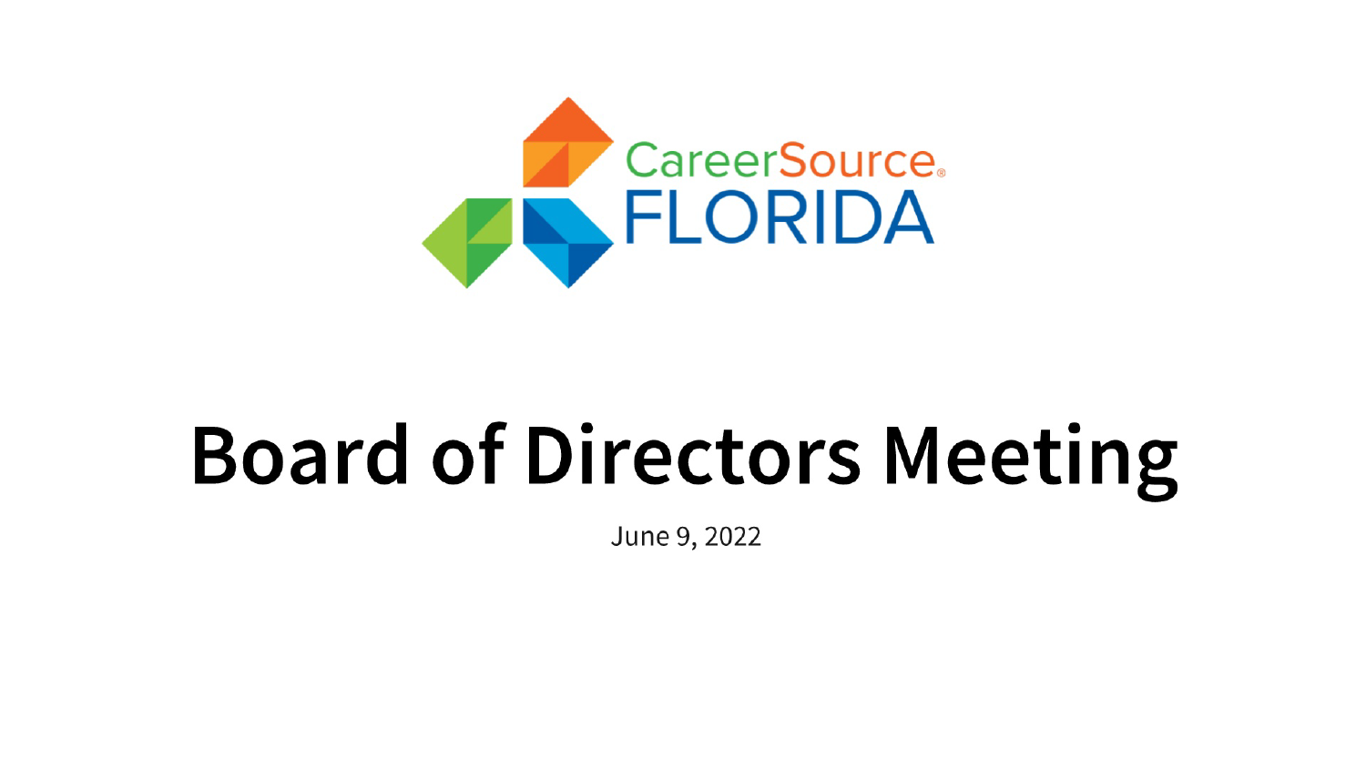CareerSource FLORIDA

# Board of Directors Meeting

June 9, 2022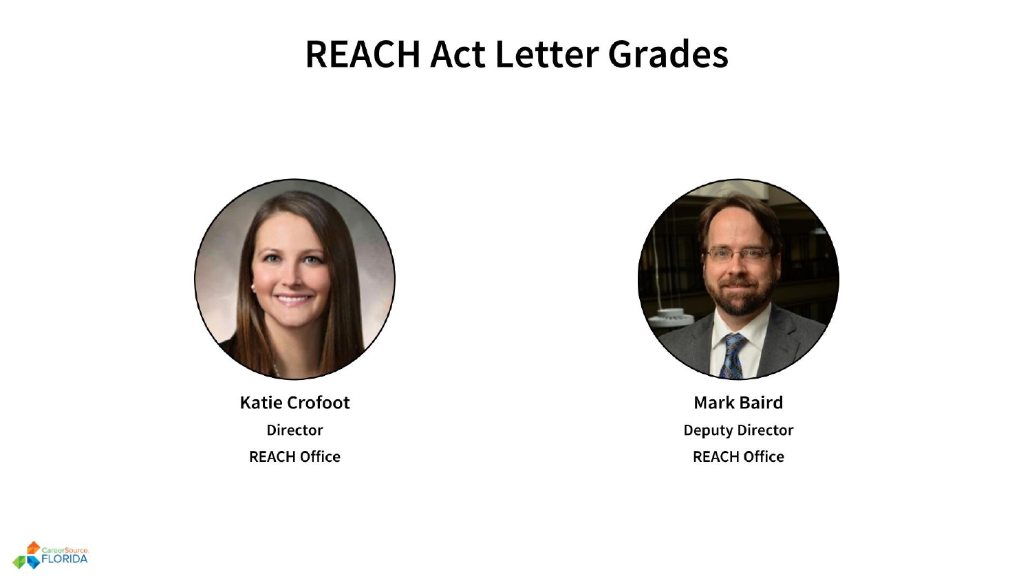# REACH Act Letter Grades

**Katie Crofoot**
Director
REACH Office

**Mark Baird**
Deputy Director
REACH Office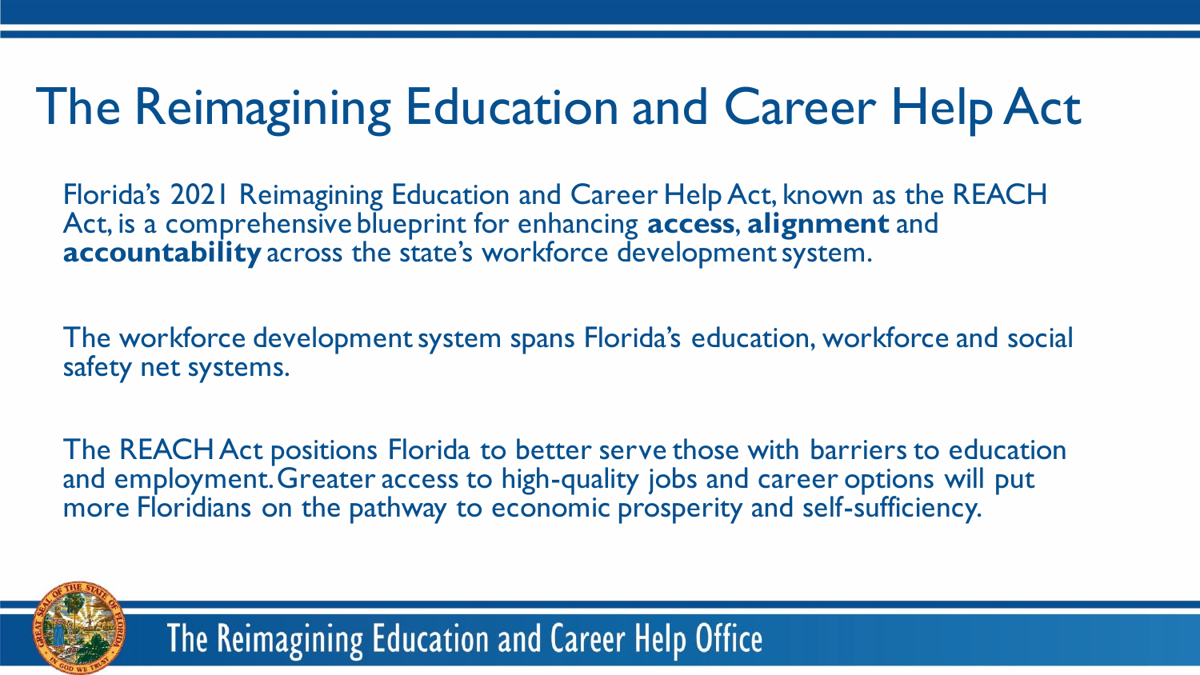# The Reimagining Education and Career Help Act

Florida's 2021 Reimagining Education and Career Help Act, known as the REACH Act, is a comprehensive blueprint for enhancing **access**, **alignment** and **accountability** across the state's workforce development system.

The workforce development system spans Florida's education, workforce and social safety net systems.

The REACH Act positions Florida to better serve those with barriers to education and employment. Greater access to high-quality jobs and career options will put more Floridians on the pathway to economic prosperity and self-sufficiency.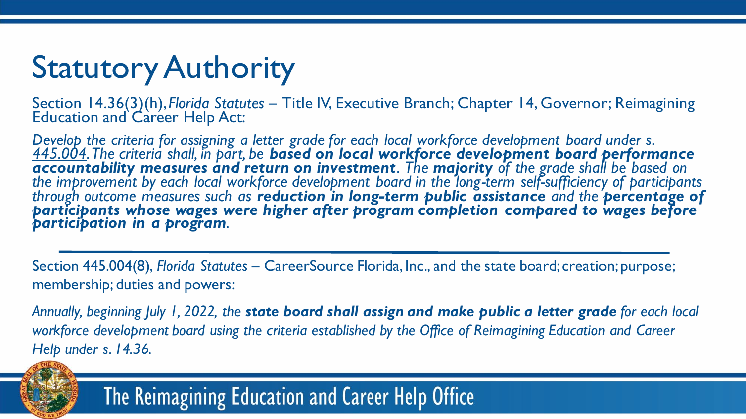# Statutory Authority

Section 14.36(3)(h), *Florida Statutes* – Title IV, Executive Branch; Chapter 14, Governor; Reimagining Education and Career Help Act:

*Develop the criteria for assigning a letter grade for each local workforce development board under s. 445.004. The criteria shall, in part, be **based on local workforce development board performance accountability measures and return on investment**. The **majority** of the grade shall be based on the improvement by each local workforce development board in the long-term self-sufficiency of participants through outcome measures such as **reduction in long-term public assistance** and the **percentage of participants whose wages were higher after program completion compared to wages before participation in a program**.*

---

Section 445.004(8), *Florida Statutes* – CareerSource Florida, Inc., and the state board; creation; purpose; membership; duties and powers:

*Annually, beginning July 1, 2022, the **state board shall assign and make public a letter grade** for each local workforce development board using the criteria established by the Office of Reimagining Education and Career Help under s. 14.36.*

The Reimagining Education and Career Help Office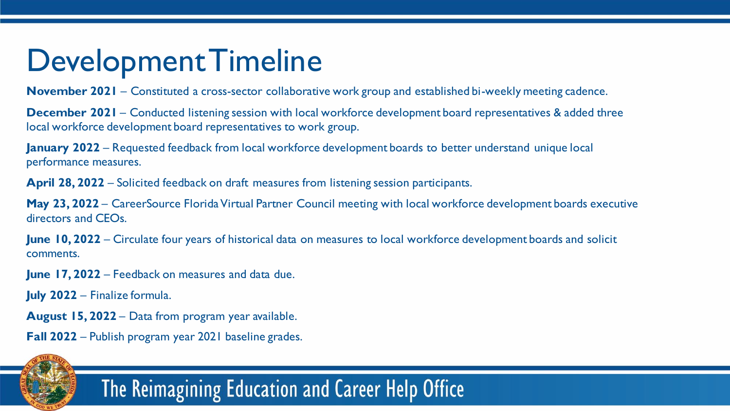# Development Timeline

**November 2021** – Constituted a cross-sector collaborative work group and established bi-weekly meeting cadence.

**December 2021** – Conducted listening session with local workforce development board representatives & added three local workforce development board representatives to work group.

**January 2022** – Requested feedback from local workforce development boards to better understand unique local performance measures.

**April 28, 2022** – Solicited feedback on draft measures from listening session participants.

**May 23, 2022** – CareerSource Florida Virtual Partner Council meeting with local workforce development boards executive directors and CEOs.

**June 10, 2022** – Circulate four years of historical data on measures to local workforce development boards and solicit comments.

**June 17, 2022** – Feedback on measures and data due.

**July 2022** – Finalize formula.

**August 15, 2022** – Data from program year available.

**Fall 2022** – Publish program year 2021 baseline grades.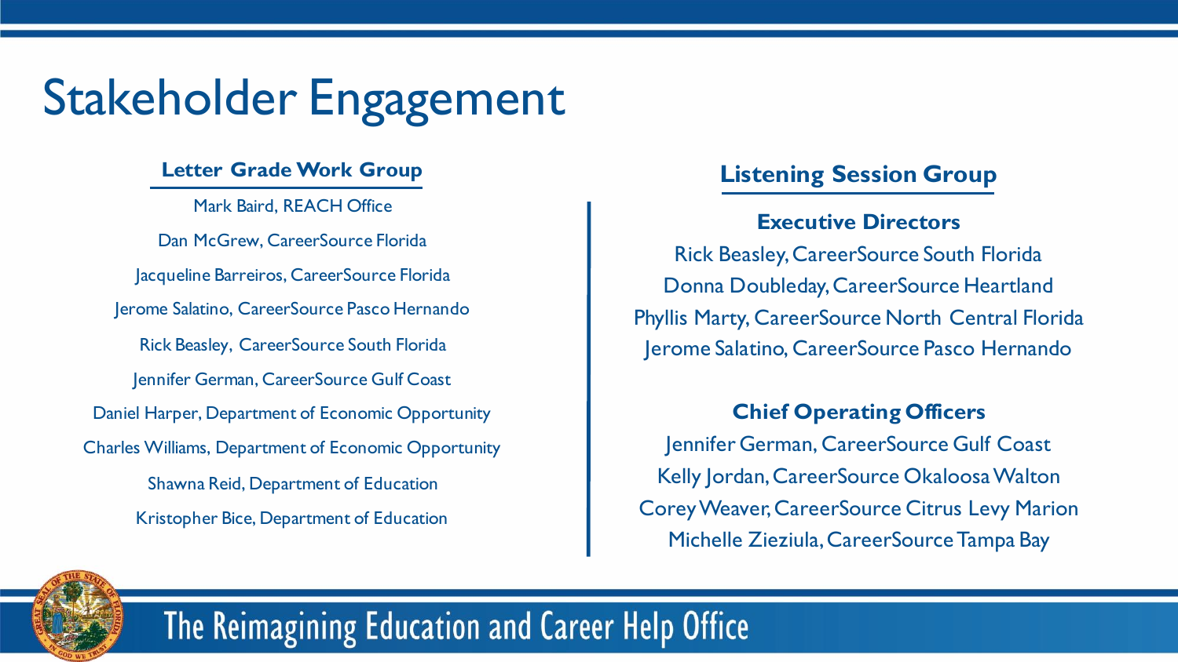# Stakeholder Engagement

## Letter Grade Work Group

Mark Baird, REACH Office

Dan McGrew, CareerSource Florida

Jacqueline Barreiros, CareerSource Florida

Jerome Salatino, CareerSource Pasco Hernando

Rick Beasley, CareerSource South Florida

Jennifer German, CareerSource Gulf Coast

Daniel Harper, Department of Economic Opportunity

Charles Williams, Department of Economic Opportunity

Shawna Reid, Department of Education

Kristopher Bice, Department of Education

## Listening Session Group

### Executive Directors

Rick Beasley, CareerSource South Florida

Donna Doubleday, CareerSource Heartland

Phyllis Marty, CareerSource North Central Florida

Jerome Salatino, CareerSource Pasco Hernando

### Chief Operating Officers

Jennifer German, CareerSource Gulf Coast

Kelly Jordan, CareerSource Okaloosa Walton

Corey Weaver, CareerSource Citrus Levy Marion

Michelle Zieziula, CareerSource Tampa Bay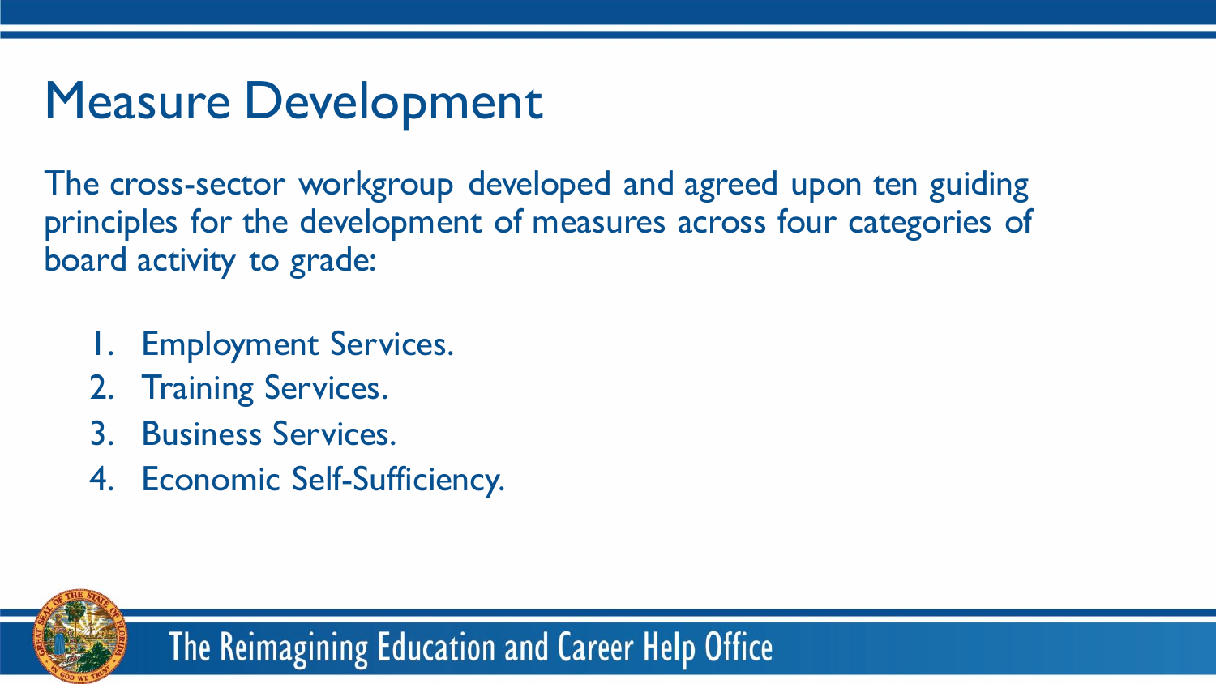# Measure Development

The cross-sector workgroup developed and agreed upon ten guiding principles for the development of measures across four categories of board activity to grade:

1. Employment Services.
2. Training Services.
3. Business Services.
4. Economic Self-Sufficiency.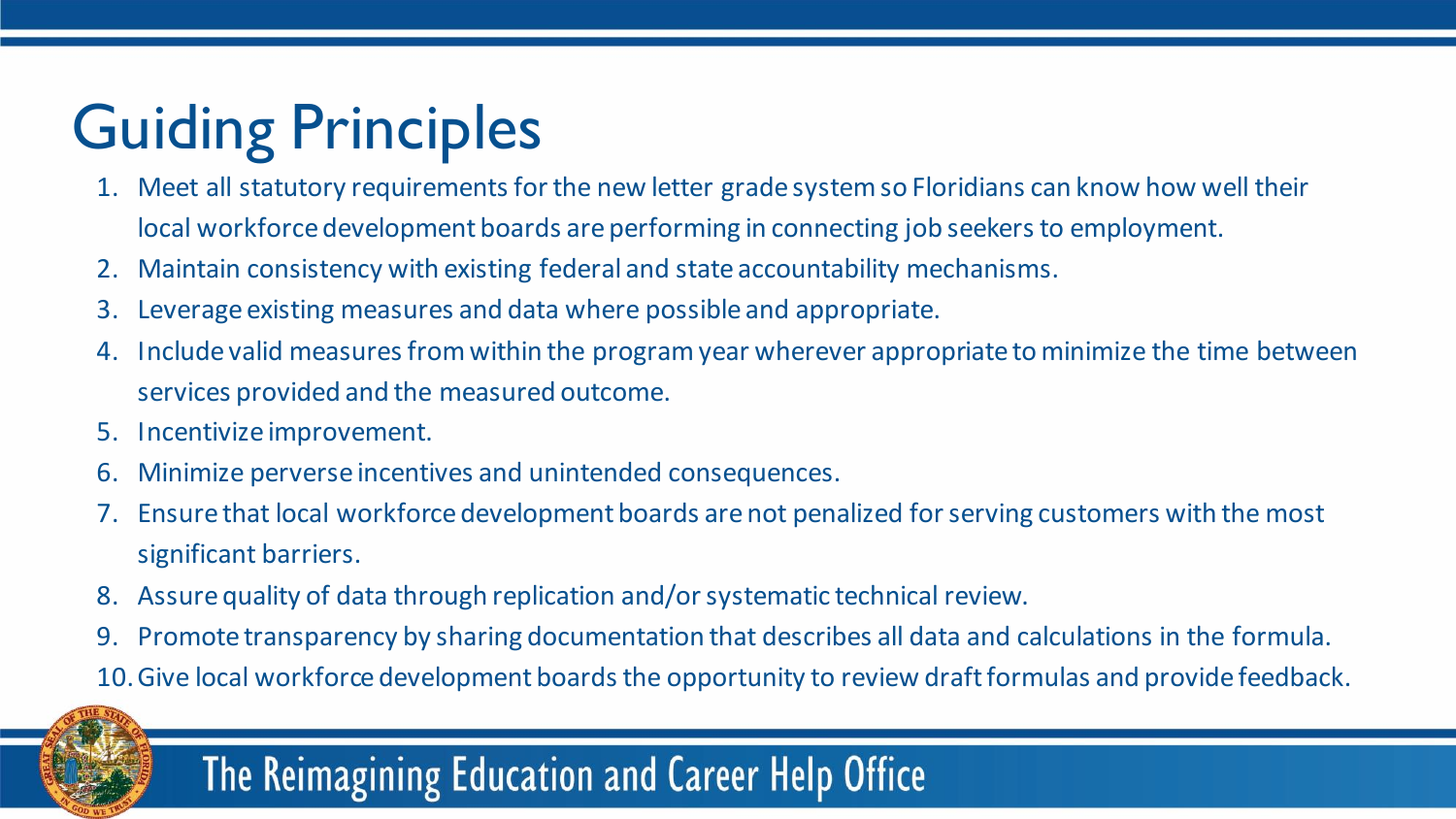# Guiding Principles

1. Meet all statutory requirements for the new letter grade system so Floridians can know how well their local workforce development boards are performing in connecting job seekers to employment.
2. Maintain consistency with existing federal and state accountability mechanisms.
3. Leverage existing measures and data where possible and appropriate.
4. Include valid measures from within the program year wherever appropriate to minimize the time between services provided and the measured outcome.
5. Incentivize improvement.
6. Minimize perverse incentives and unintended consequences.
7. Ensure that local workforce development boards are not penalized for serving customers with the most significant barriers.
8. Assure quality of data through replication and/or systematic technical review.
9. Promote transparency by sharing documentation that describes all data and calculations in the formula.
10. Give local workforce development boards the opportunity to review draft formulas and provide feedback.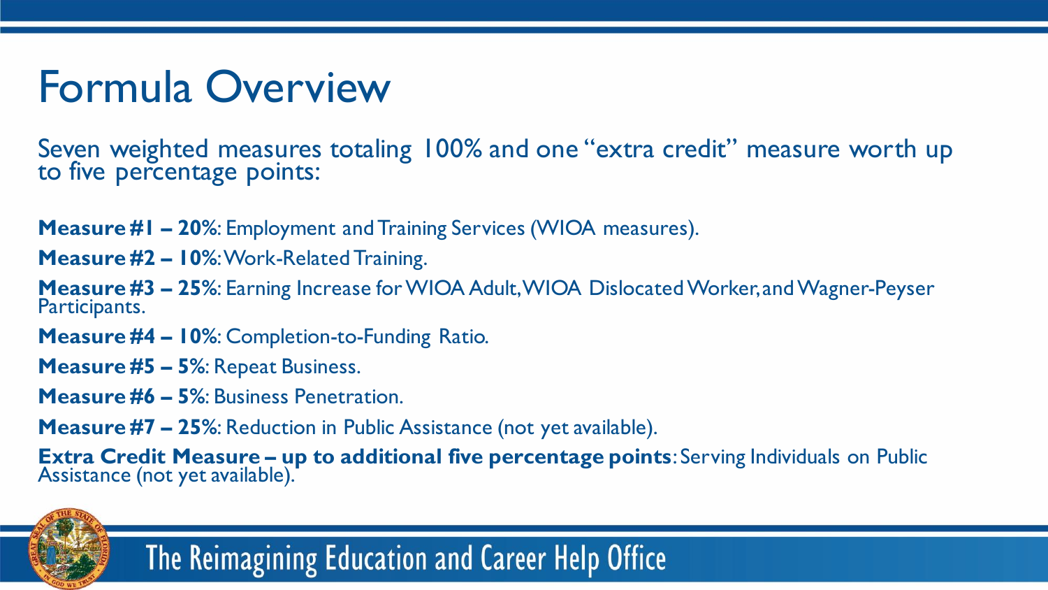# Formula Overview

Seven weighted measures totaling 100% and one "extra credit" measure worth up to five percentage points:

**Measure #1 – 20%**: Employment and Training Services (WIOA measures).

**Measure #2 – 10%**: Work-Related Training.

**Measure #3 – 25%**: Earning Increase for WIOA Adult, WIOA Dislocated Worker, and Wagner-Peyser Participants.

**Measure #4 – 10%**: Completion-to-Funding Ratio.

**Measure #5 – 5%**: Repeat Business.

**Measure #6 – 5%**: Business Penetration.

**Measure #7 – 25%**: Reduction in Public Assistance (not yet available).

**Extra Credit Measure – up to additional five percentage points**: Serving Individuals on Public Assistance (not yet available).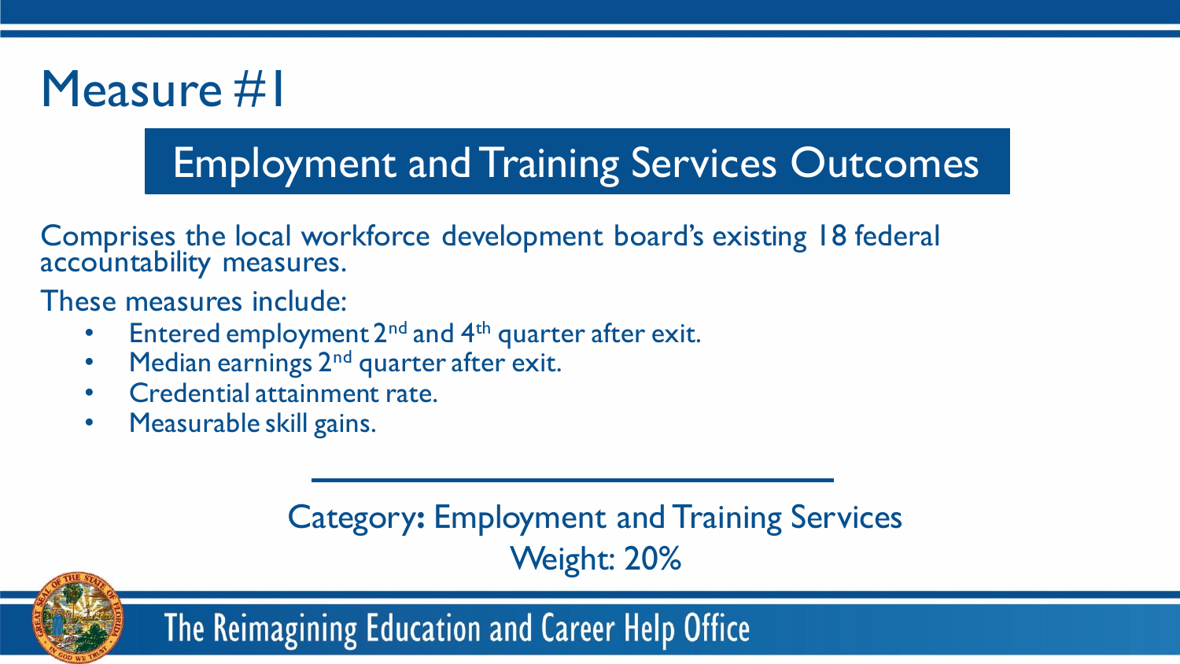# Measure #1

## Employment and Training Services Outcomes

Comprises the local workforce development board's existing 18 federal accountability measures.

These measures include:

- Entered employment 2nd and 4th quarter after exit.
- Median earnings 2nd quarter after exit.
- Credential attainment rate.
- Measurable skill gains.

Category: Employment and Training Services
Weight: 20%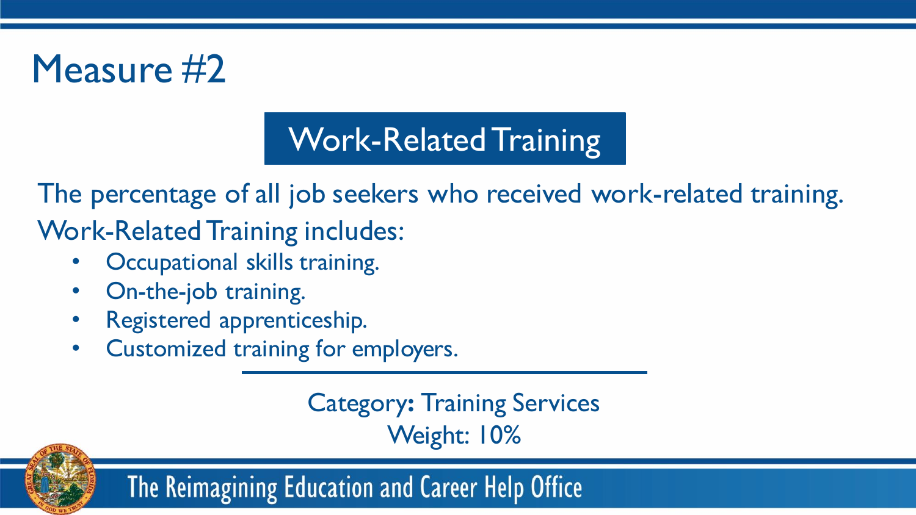# Measure #2

## Work-Related Training

The percentage of all job seekers who received work-related training.

Work-Related Training includes:

- Occupational skills training.
- On-the-job training.
- Registered apprenticeship.
- Customized training for employers.

Category: Training Services
Weight: 10%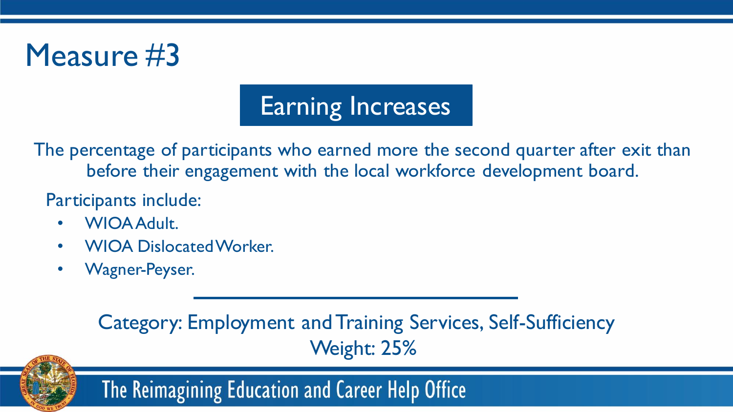# Measure #3

## Earning Increases

The percentage of participants who earned more the second quarter after exit than before their engagement with the local workforce development board.

Participants include:

- WIOA Adult.
- WIOA Dislocated Worker.
- Wagner-Peyser.

Category: Employment and Training Services, Self-Sufficiency
Weight: 25%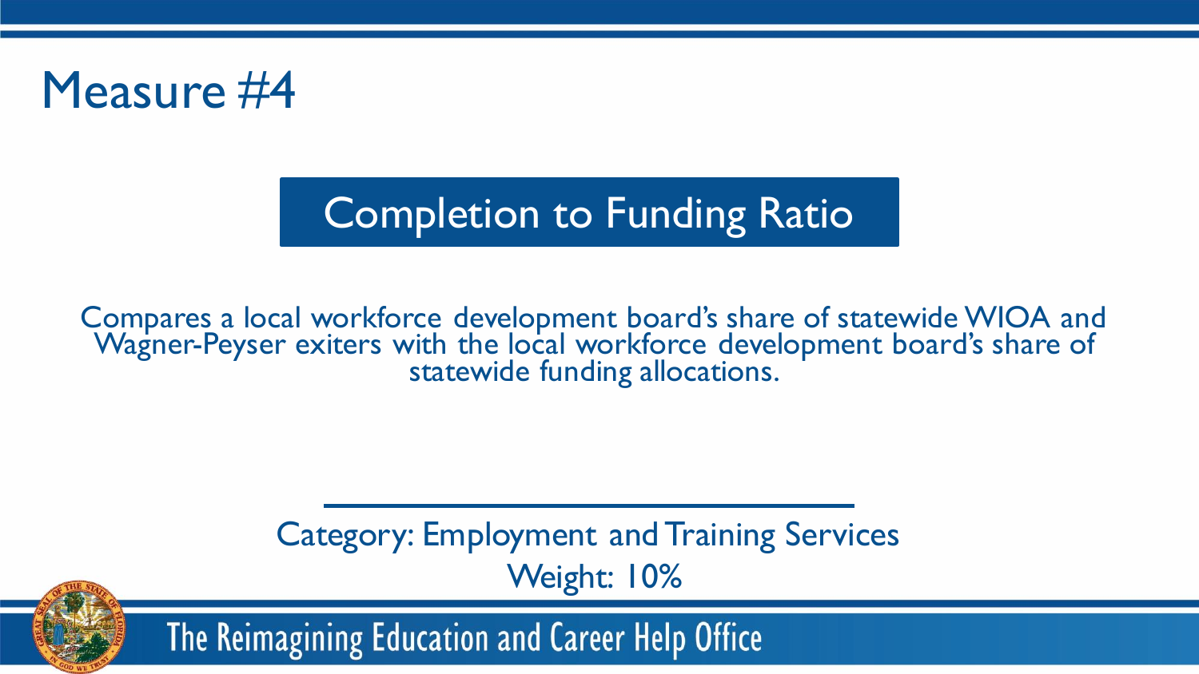# Measure #4

## Completion to Funding Ratio

Compares a local workforce development board's share of statewide WIOA and Wagner-Peyser exiters with the local workforce development board's share of statewide funding allocations.

Category: Employment and Training Services

Weight: 10%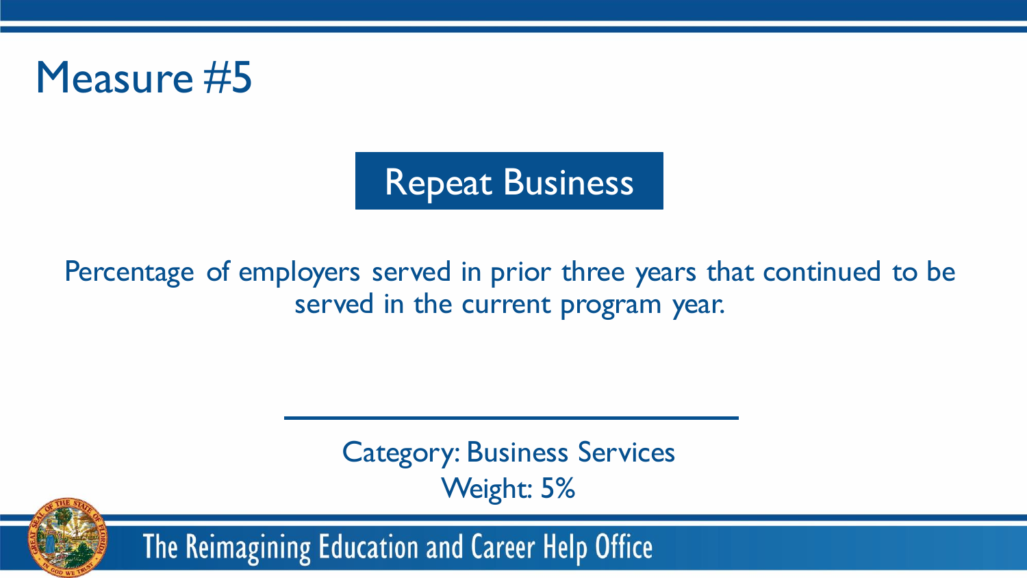# Measure #5

## Repeat Business

Percentage of employers served in prior three years that continued to be served in the current program year.

Category: Business Services
Weight: 5%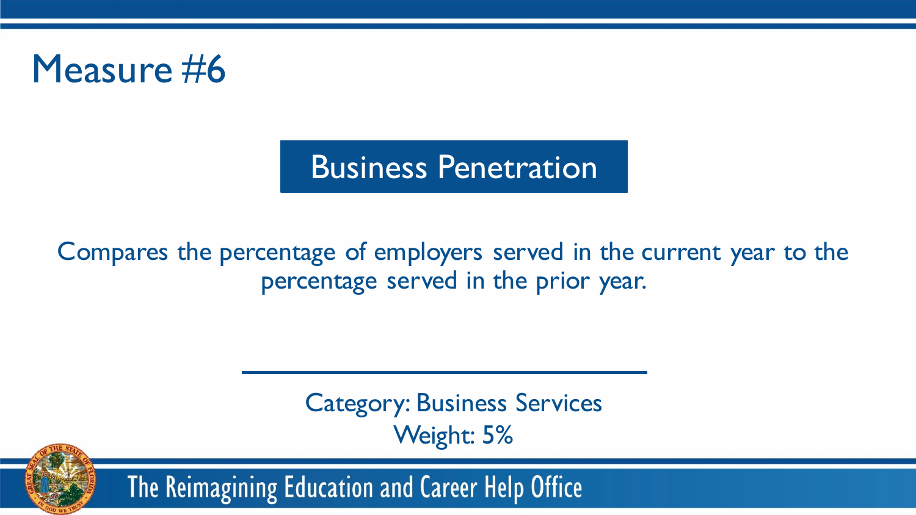# Measure #6

## Business Penetration

Compares the percentage of employers served in the current year to the percentage served in the prior year.

Category: Business Services
Weight: 5%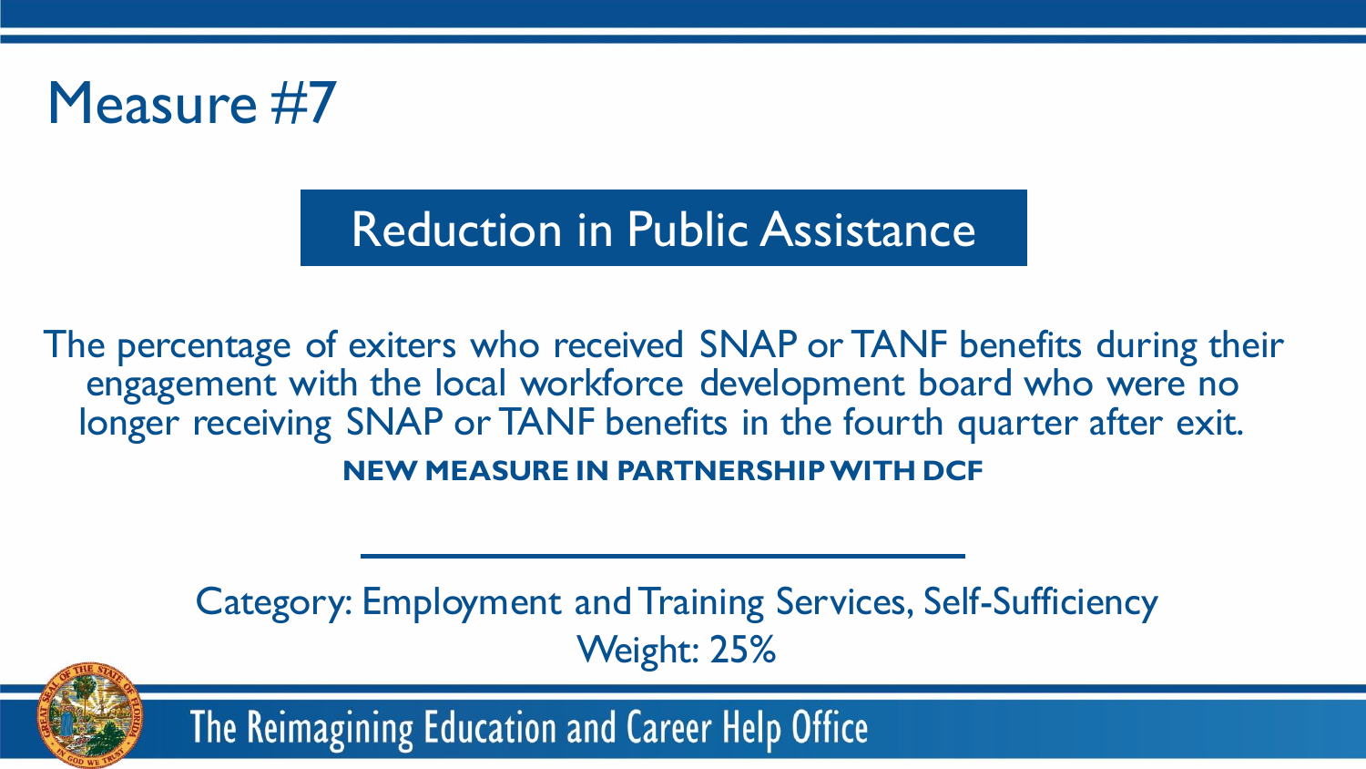# Measure #7

## Reduction in Public Assistance

The percentage of exiters who received SNAP or TANF benefits during their engagement with the local workforce development board who were no longer receiving SNAP or TANF benefits in the fourth quarter after exit.

**NEW MEASURE IN PARTNERSHIP WITH DCF**

---

Category: Employment and Training Services, Self-Sufficiency

Weight: 25%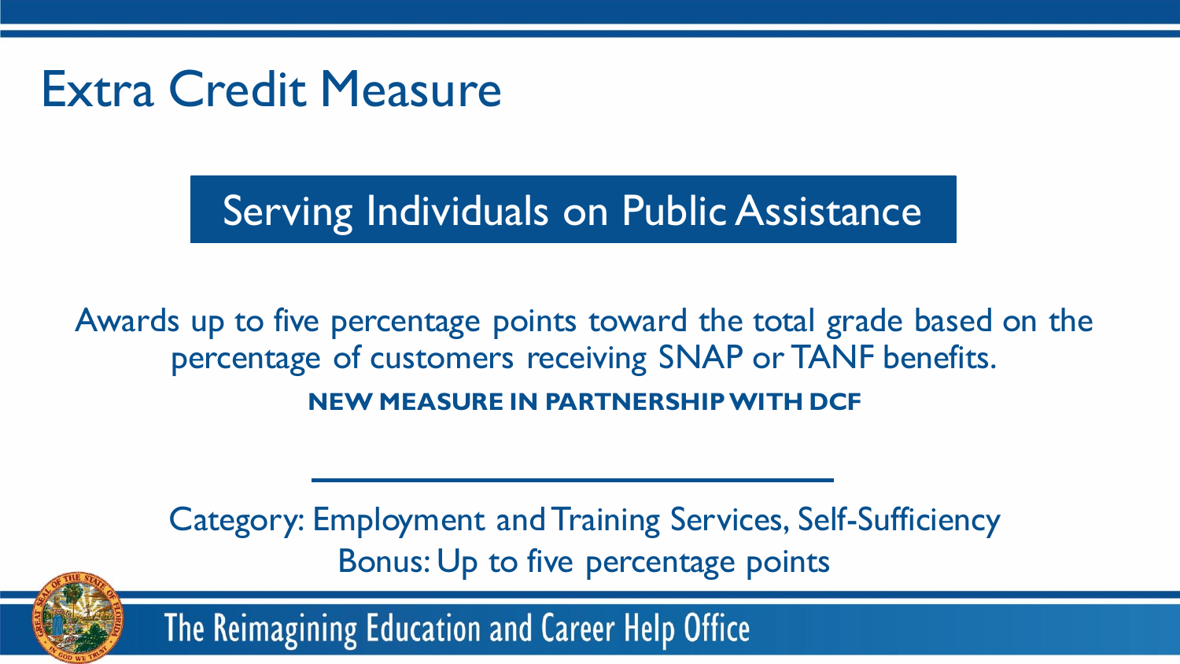# Extra Credit Measure

## Serving Individuals on Public Assistance

Awards up to five percentage points toward the total grade based on the percentage of customers receiving SNAP or TANF benefits.

**NEW MEASURE IN PARTNERSHIP WITH DCF**

---

Category: Employment and Training Services, Self-Sufficiency

Bonus: Up to five percentage points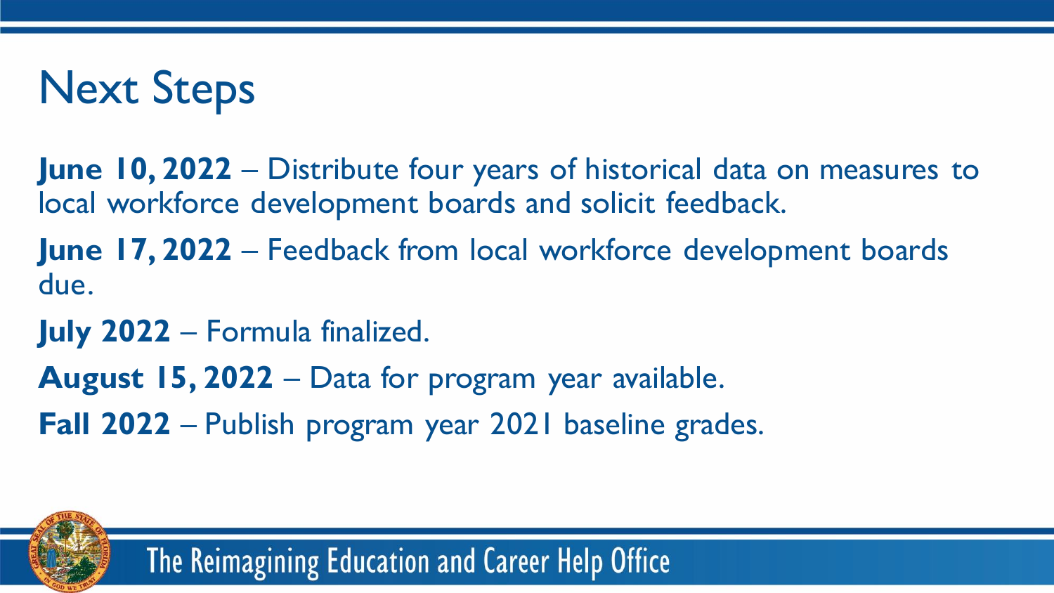# Next Steps

**June 10, 2022** – Distribute four years of historical data on measures to local workforce development boards and solicit feedback.

**June 17, 2022** – Feedback from local workforce development boards due.

**July 2022** – Formula finalized.

**August 15, 2022** – Data for program year available.

**Fall 2022** – Publish program year 2021 baseline grades.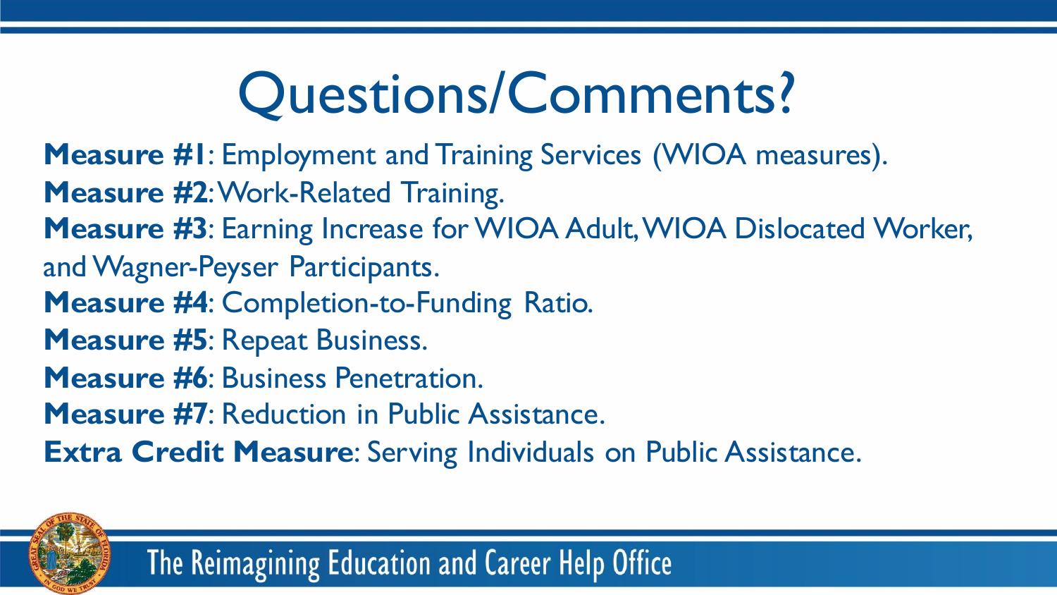# Questions/Comments?

**Measure #1**: Employment and Training Services (WIOA measures).

**Measure #2**: Work-Related Training.

**Measure #3**: Earning Increase for WIOA Adult, WIOA Dislocated Worker, and Wagner-Peyser Participants.

**Measure #4**: Completion-to-Funding Ratio.

**Measure #5**: Repeat Business.

**Measure #6**: Business Penetration.

**Measure #7**: Reduction in Public Assistance.

**Extra Credit Measure**: Serving Individuals on Public Assistance.